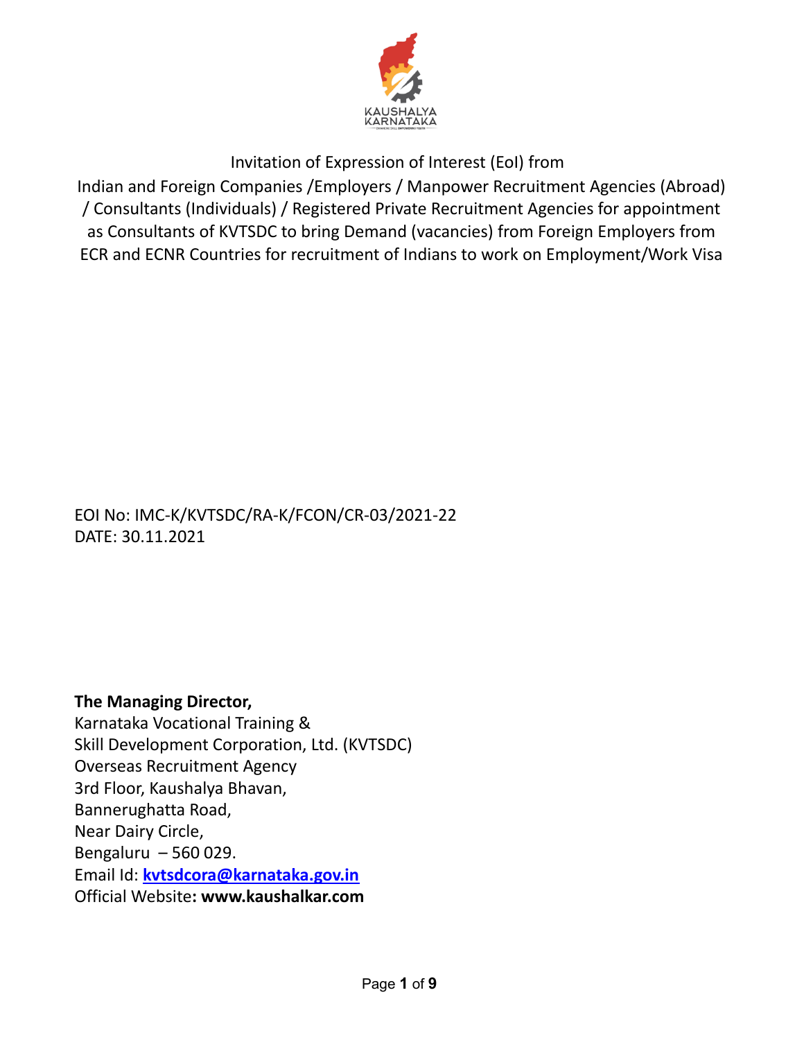Invitation of Expression of Interest (EoI) from

Indian and Foreign Companies /Employers / Manpower Recruitment Agencies (Abroad) / Consultants (Individuals) / Registered Private Recruitment Agencies for appointment as Consultants of KVTSDC to bring Demand (vacancies) from Foreign Employers from ECR and ECNR Countries for recruitment of Indians to work on Employment/Work Visa

EOI No: IMC-K/KVTSDC/RA-K/FCON/CR-03/2021-22
DATE: 30.11.2021

**The Managing Director,**
Karnataka Vocational Training &
Skill Development Corporation, Ltd. (KVTSDC)
Overseas Recruitment Agency
3rd Floor, Kaushalya Bhavan,
Bannerughatta Road,
Near Dairy Circle,
Bengaluru – 560 029.
Email Id: **kvtsdcora@karnataka.gov.in**
Official Website**: www.kaushalkar.com**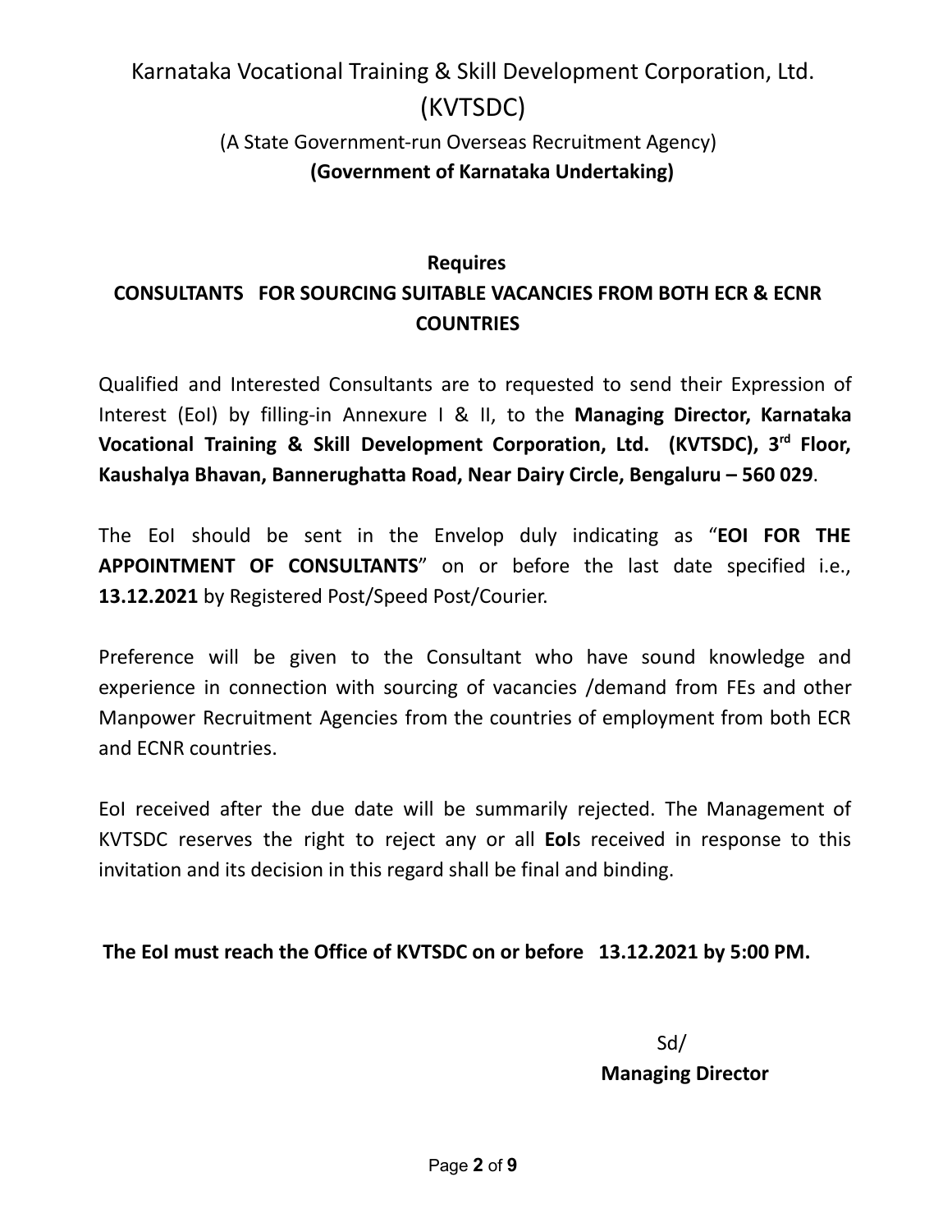# Karnataka Vocational Training & Skill Development Corporation, Ltd. (KVTSDC)

(A State Government-run Overseas Recruitment Agency)

**(Government of Karnataka Undertaking)**

**Requires**

## CONSULTANTS FOR SOURCING SUITABLE VACANCIES FROM BOTH ECR & ECNR COUNTRIES

Qualified and Interested Consultants are to requested to send their Expression of Interest (EoI) by filling-in Annexure I & II, to the **Managing Director, Karnataka Vocational Training & Skill Development Corporation, Ltd. (KVTSDC), 3rd Floor, Kaushalya Bhavan, Bannerughatta Road, Near Dairy Circle, Bengaluru – 560 029**.

The EoI should be sent in the Envelop duly indicating as "**EOI FOR THE APPOINTMENT OF CONSULTANTS**" on or before the last date specified i.e., **13.12.2021** by Registered Post/Speed Post/Courier.

Preference will be given to the Consultant who have sound knowledge and experience in connection with sourcing of vacancies /demand from FEs and other Manpower Recruitment Agencies from the countries of employment from both ECR and ECNR countries.

EoI received after the due date will be summarily rejected. The Management of KVTSDC reserves the right to reject any or all **EoI**s received in response to this invitation and its decision in this regard shall be final and binding.

**The EoI must reach the Office of KVTSDC on or before 13.12.2021 by 5:00 PM.**

Sd/

**Managing Director**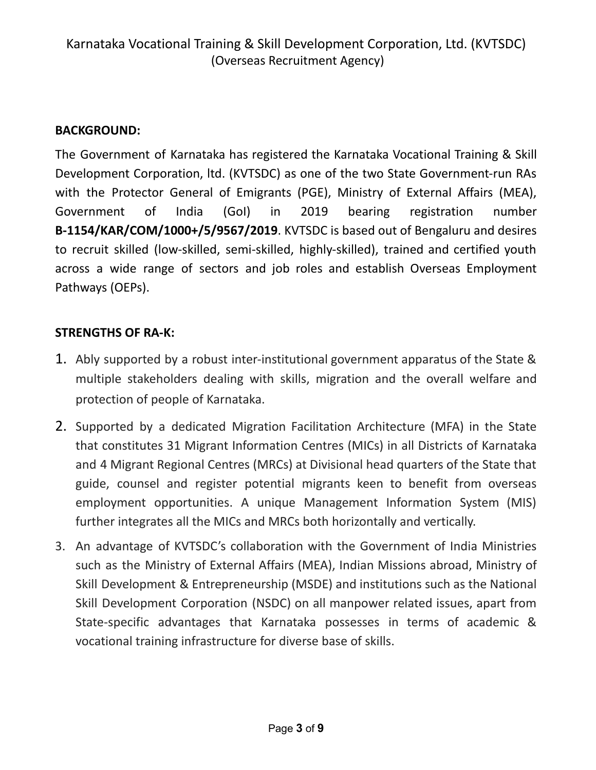Karnataka Vocational Training & Skill Development Corporation, Ltd. (KVTSDC)
(Overseas Recruitment Agency)

**BACKGROUND:**

The Government of Karnataka has registered the Karnataka Vocational Training & Skill Development Corporation, ltd. (KVTSDC) as one of the two State Government-run RAs with the Protector General of Emigrants (PGE), Ministry of External Affairs (MEA), Government of India (GoI) in 2019 bearing registration number **B-1154/KAR/COM/1000+/5/9567/2019**. KVTSDC is based out of Bengaluru and desires to recruit skilled (low-skilled, semi-skilled, highly-skilled), trained and certified youth across a wide range of sectors and job roles and establish Overseas Employment Pathways (OEPs).

**STRENGTHS OF RA-K:**

1. Ably supported by a robust inter-institutional government apparatus of the State & multiple stakeholders dealing with skills, migration and the overall welfare and protection of people of Karnataka.
2. Supported by a dedicated Migration Facilitation Architecture (MFA) in the State that constitutes 31 Migrant Information Centres (MICs) in all Districts of Karnataka and 4 Migrant Regional Centres (MRCs) at Divisional head quarters of the State that guide, counsel and register potential migrants keen to benefit from overseas employment opportunities. A unique Management Information System (MIS) further integrates all the MICs and MRCs both horizontally and vertically.
3. An advantage of KVTSDC's collaboration with the Government of India Ministries such as the Ministry of External Affairs (MEA), Indian Missions abroad, Ministry of Skill Development & Entrepreneurship (MSDE) and institutions such as the National Skill Development Corporation (NSDC) on all manpower related issues, apart from State-specific advantages that Karnataka possesses in terms of academic & vocational training infrastructure for diverse base of skills.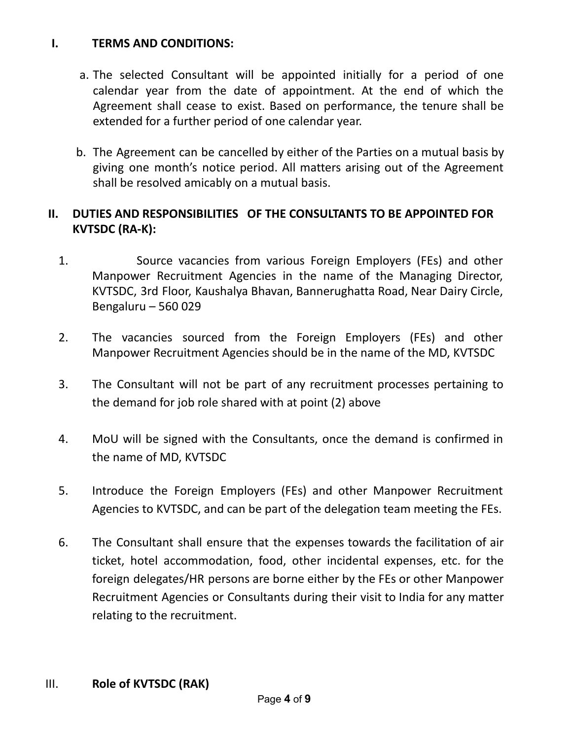## I. TERMS AND CONDITIONS:

a. The selected Consultant will be appointed initially for a period of one calendar year from the date of appointment. At the end of which the Agreement shall cease to exist. Based on performance, the tenure shall be extended for a further period of one calendar year.

b. The Agreement can be cancelled by either of the Parties on a mutual basis by giving one month's notice period. All matters arising out of the Agreement shall be resolved amicably on a mutual basis.

## II. DUTIES AND RESPONSIBILITIES OF THE CONSULTANTS TO BE APPOINTED FOR KVTSDC (RA-K):

1. Source vacancies from various Foreign Employers (FEs) and other Manpower Recruitment Agencies in the name of the Managing Director, KVTSDC, 3rd Floor, Kaushalya Bhavan, Bannerughatta Road, Near Dairy Circle, Bengaluru – 560 029

2. The vacancies sourced from the Foreign Employers (FEs) and other Manpower Recruitment Agencies should be in the name of the MD, KVTSDC

3. The Consultant will not be part of any recruitment processes pertaining to the demand for job role shared with at point (2) above

4. MoU will be signed with the Consultants, once the demand is confirmed in the name of MD, KVTSDC

5. Introduce the Foreign Employers (FEs) and other Manpower Recruitment Agencies to KVTSDC, and can be part of the delegation team meeting the FEs.

6. The Consultant shall ensure that the expenses towards the facilitation of air ticket, hotel accommodation, food, other incidental expenses, etc. for the foreign delegates/HR persons are borne either by the FEs or other Manpower Recruitment Agencies or Consultants during their visit to India for any matter relating to the recruitment.

## III. Role of KVTSDC (RAK)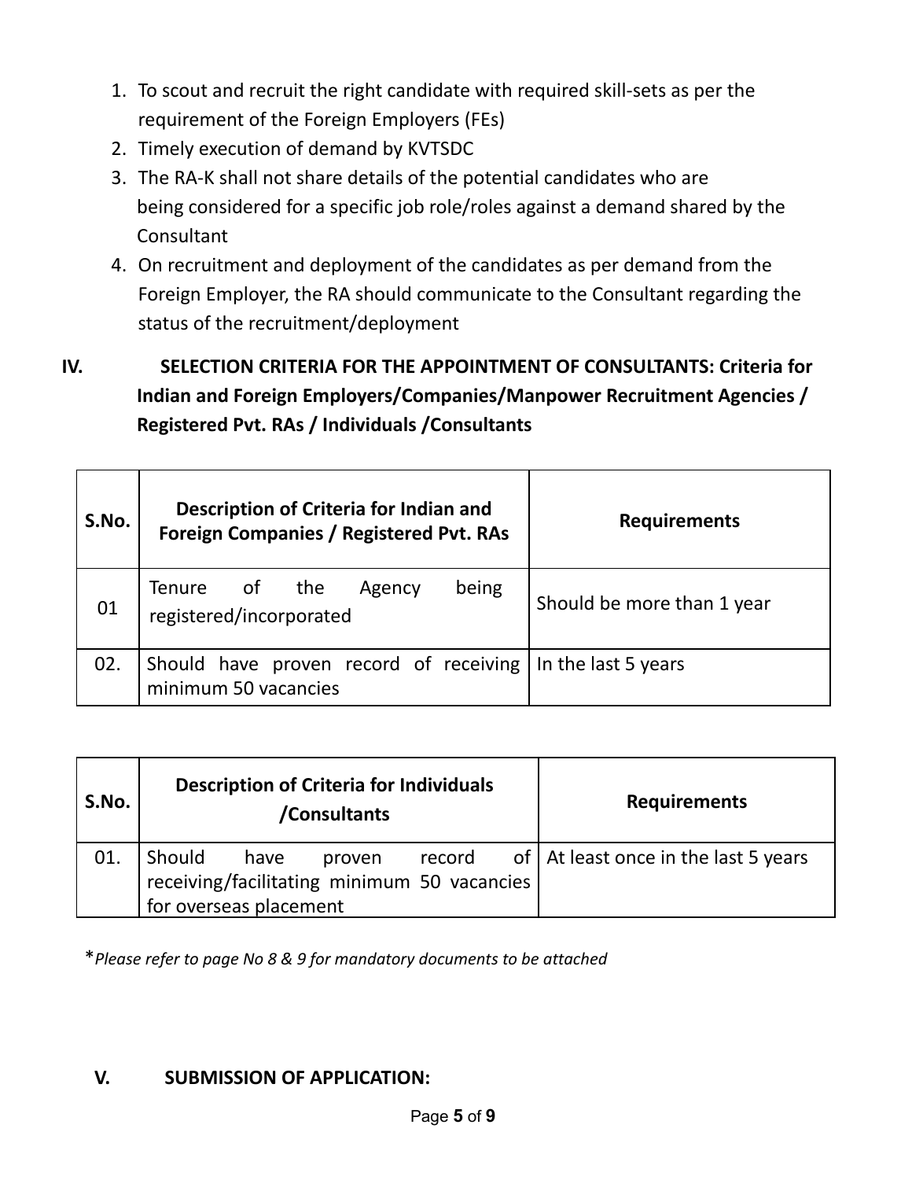1. To scout and recruit the right candidate with required skill-sets as per the requirement of the Foreign Employers (FEs)
2. Timely execution of demand by KVTSDC
3. The RA-K shall not share details of the potential candidates who are being considered for a specific job role/roles against a demand shared by the Consultant
4. On recruitment and deployment of the candidates as per demand from the Foreign Employer, the RA should communicate to the Consultant regarding the status of the recruitment/deployment

## IV. SELECTION CRITERIA FOR THE APPOINTMENT OF CONSULTANTS: Criteria for Indian and Foreign Employers/Companies/Manpower Recruitment Agencies / Registered Pvt. RAs / Individuals /Consultants

| S.No. | Description of Criteria for Indian and Foreign Companies / Registered Pvt. RAs | Requirements |
|---|---|---|
| 01 | Tenure of the Agency being registered/incorporated | Should be more than 1 year |
| 02. | Should have proven record of receiving minimum 50 vacancies | In the last 5 years |

| S.No. | Description of Criteria for Individuals /Consultants | Requirements |
|---|---|---|
| 01. | Should have proven record of receiving/facilitating minimum 50 vacancies for overseas placement | At least once in the last 5 years |

**Please refer to page No 8 & 9 for mandatory documents to be attached*

## V. SUBMISSION OF APPLICATION: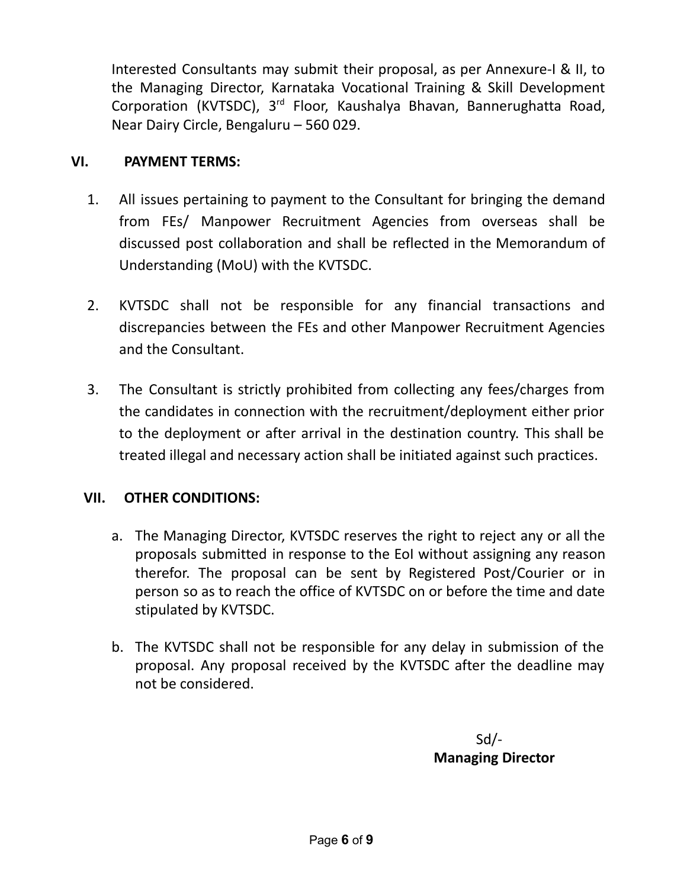Interested Consultants may submit their proposal, as per Annexure-I & II, to the Managing Director, Karnataka Vocational Training & Skill Development Corporation (KVTSDC), 3rd Floor, Kaushalya Bhavan, Bannerughatta Road, Near Dairy Circle, Bengaluru – 560 029.

## VI. PAYMENT TERMS:

1. All issues pertaining to payment to the Consultant for bringing the demand from FEs/ Manpower Recruitment Agencies from overseas shall be discussed post collaboration and shall be reflected in the Memorandum of Understanding (MoU) with the KVTSDC.

2. KVTSDC shall not be responsible for any financial transactions and discrepancies between the FEs and other Manpower Recruitment Agencies and the Consultant.

3. The Consultant is strictly prohibited from collecting any fees/charges from the candidates in connection with the recruitment/deployment either prior to the deployment or after arrival in the destination country. This shall be treated illegal and necessary action shall be initiated against such practices.

## VII. OTHER CONDITIONS:

a. The Managing Director, KVTSDC reserves the right to reject any or all the proposals submitted in response to the EoI without assigning any reason therefor. The proposal can be sent by Registered Post/Courier or in person so as to reach the office of KVTSDC on or before the time and date stipulated by KVTSDC.

b. The KVTSDC shall not be responsible for any delay in submission of the proposal. Any proposal received by the KVTSDC after the deadline may not be considered.

Sd/-
**Managing Director**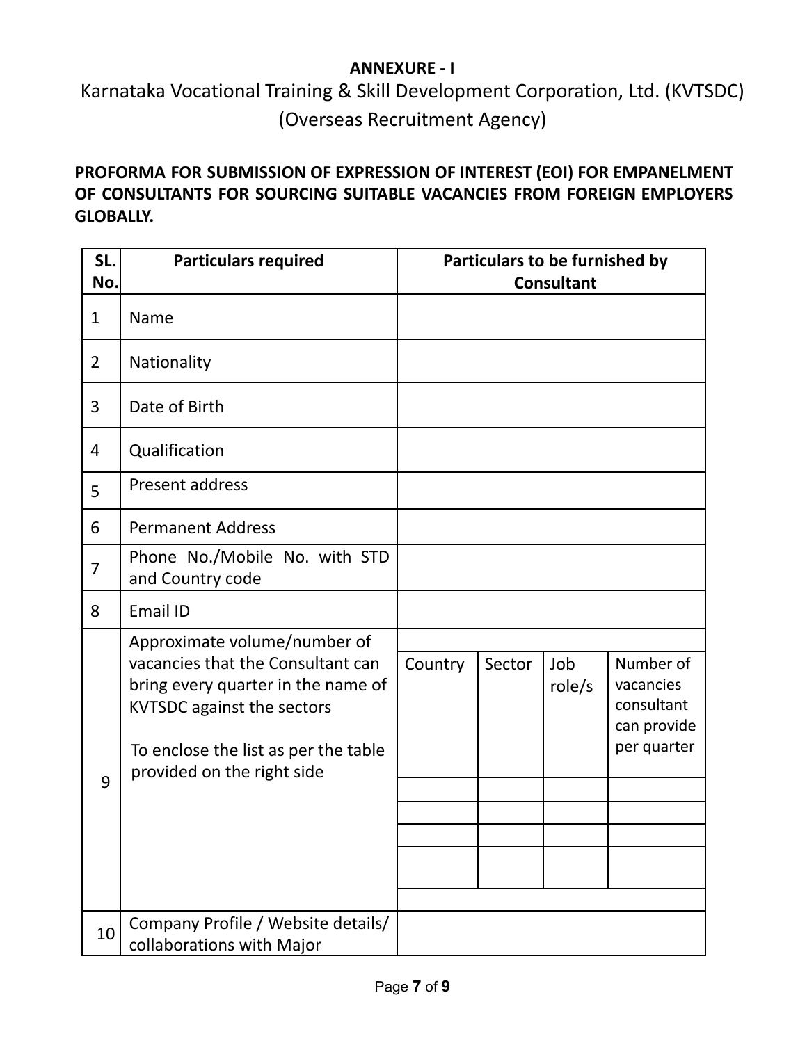**ANNEXURE - I**

Karnataka Vocational Training & Skill Development Corporation, Ltd. (KVTSDC)
(Overseas Recruitment Agency)

**PROFORMA FOR SUBMISSION OF EXPRESSION OF INTEREST (EOI) FOR EMPANELMENT OF CONSULTANTS FOR SOURCING SUITABLE VACANCIES FROM FOREIGN EMPLOYERS GLOBALLY.**

| SL. No. | Particulars required | Particulars to be furnished by Consultant | | | |
|---|---|---|---|---|---|
| 1 | Name | | | | |
| 2 | Nationality | | | | |
| 3 | Date of Birth | | | | |
| 4 | Qualification | | | | |
| 5 | Present address | | | | |
| 6 | Permanent Address | | | | |
| 7 | Phone No./Mobile No. with STD and Country code | | | | |
| 8 | Email ID | | | | |
| 9 | Approximate volume/number of vacancies that the Consultant can bring every quarter in the name of KVTSDC against the sectors<br><br>To enclose the list as per the table provided on the right side | Country | Sector | Job role/s | Number of vacancies consultant can provide per quarter |
| | | | | | |
| | | | | | |
| | | | | | |
| | | | | | |
| 10 | Company Profile / Website details/ collaborations with Major | | | | |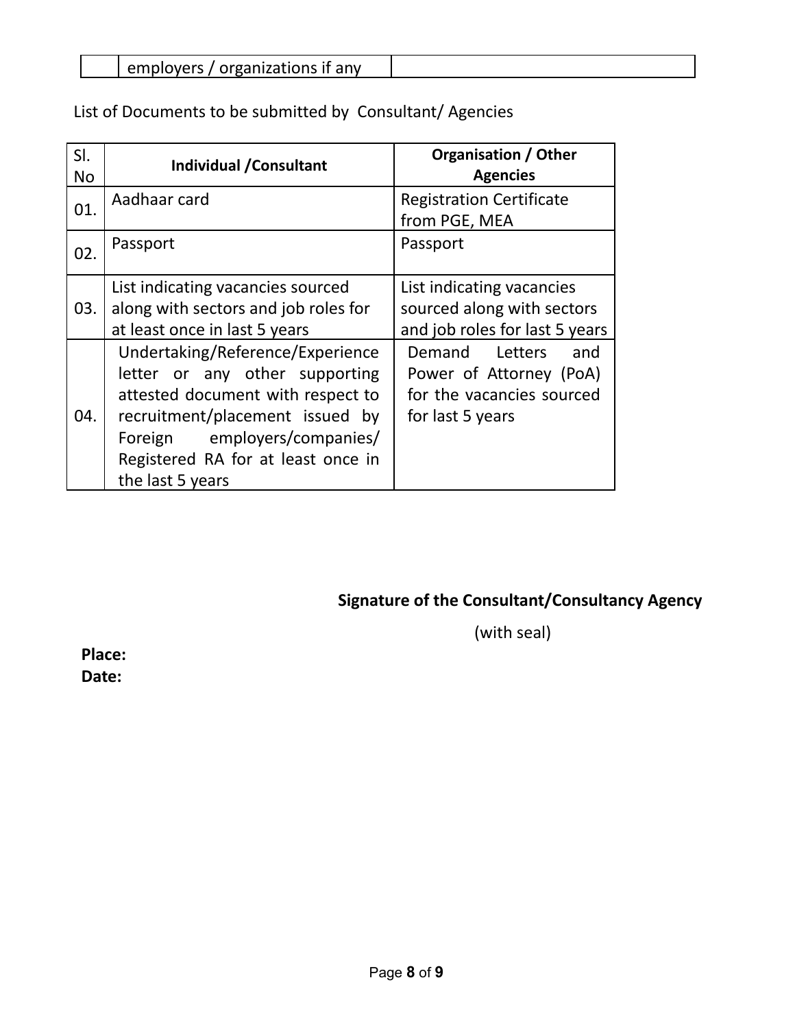| | employers / organizations if any | |
|---|---|---|

List of Documents to be submitted by Consultant/ Agencies

| Sl. No | Individual /Consultant | Organisation / Other Agencies |
|---|---|---|
| 01. | Aadhaar card | Registration Certificate from PGE, MEA |
| 02. | Passport | Passport |
| 03. | List indicating vacancies sourced along with sectors and job roles for at least once in last 5 years | List indicating vacancies sourced along with sectors and job roles for last 5 years |
| 04. | Undertaking/Reference/Experience letter or any other supporting attested document with respect to recruitment/placement issued by Foreign employers/companies/ Registered RA for at least once in the last 5 years | Demand Letters and Power of Attorney (PoA) for the vacancies sourced for last 5 years |

**Signature of the Consultant/Consultancy Agency**

(with seal)

**Place:**

**Date:**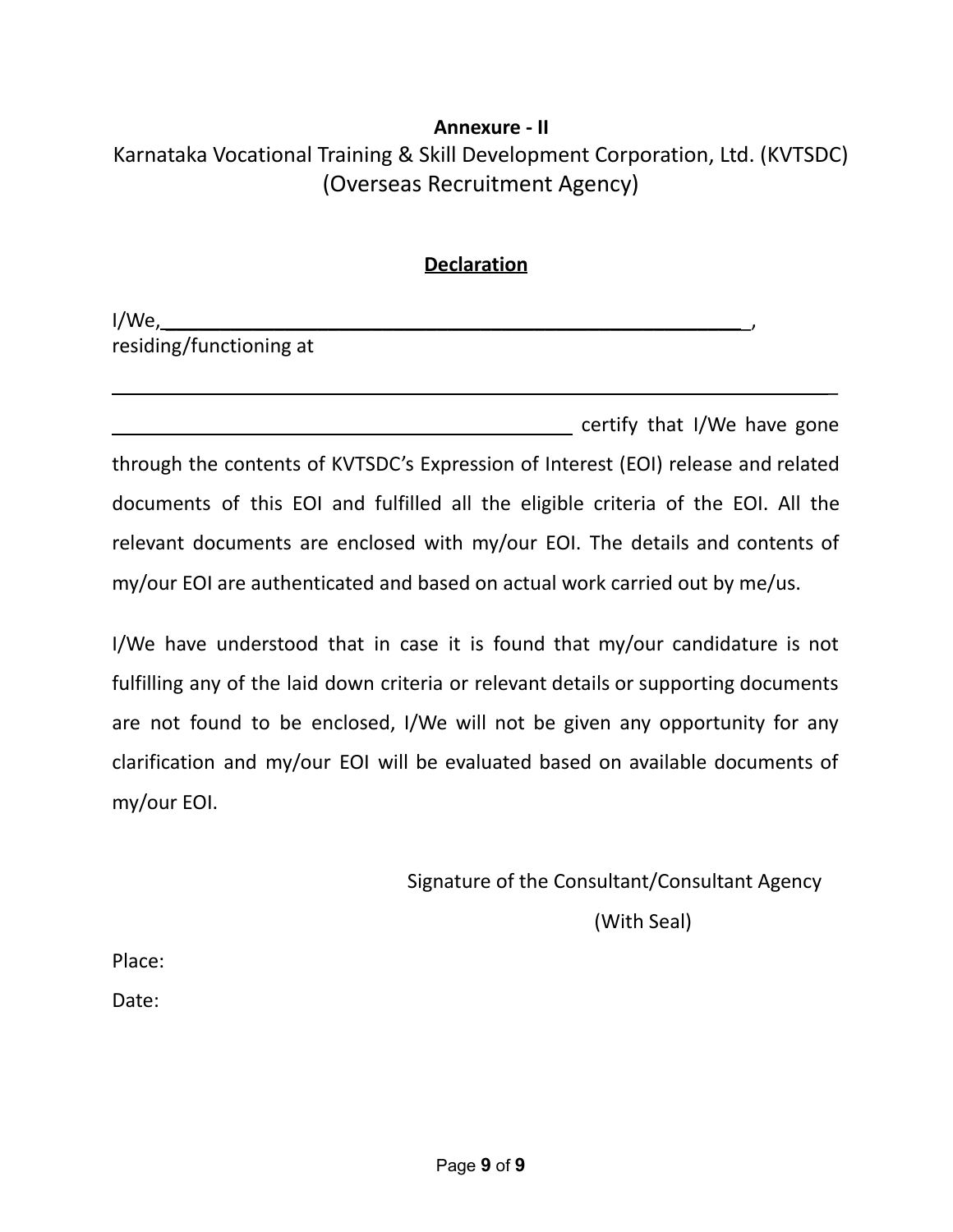**Annexure - II**

Karnataka Vocational Training & Skill Development Corporation, Ltd. (KVTSDC)
(Overseas Recruitment Agency)

**Declaration**

I/We,______________________________________________________________,
residing/functioning at

______________________________________________________________________________

_______________________________________________ certify that I/We have gone through the contents of KVTSDC's Expression of Interest (EOI) release and related documents of this EOI and fulfilled all the eligible criteria of the EOI. All the relevant documents are enclosed with my/our EOI. The details and contents of my/our EOI are authenticated and based on actual work carried out by me/us.

I/We have understood that in case it is found that my/our candidature is not fulfilling any of the laid down criteria or relevant details or supporting documents are not found to be enclosed, I/We will not be given any opportunity for any clarification and my/our EOI will be evaluated based on available documents of my/our EOI.

Signature of the Consultant/Consultant Agency
(With Seal)

Place:

Date: